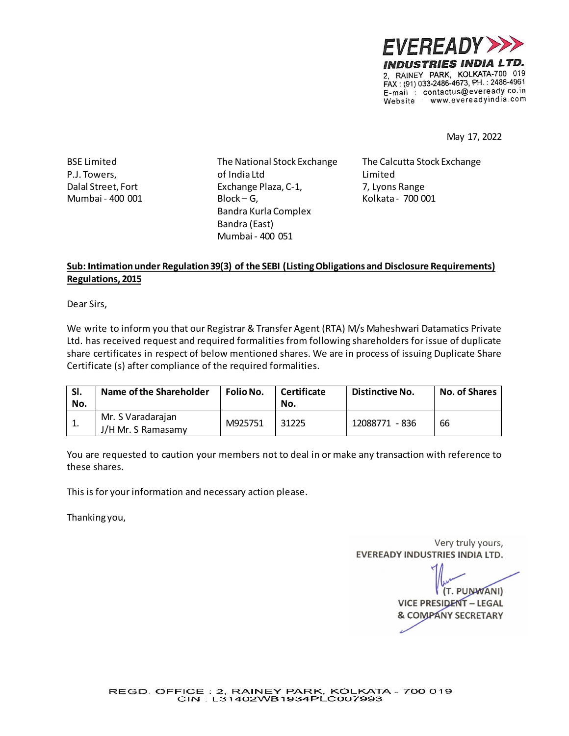**EVEREADY INDUSTRIES INDIA LTD.**
2, RAINEY PARK, KOLKATA-700 019
FAX : (91) 033-2486-4673, PH. : 2486-4961
E-mail : contactus@eveready.co.in
Website : www.evereadyindia.com

May 17, 2022

BSE Limited
P.J. Towers,
Dalal Street, Fort
Mumbai - 400 001

The National Stock Exchange of India Ltd
Exchange Plaza, C-1,
Block – G,
Bandra Kurla Complex
Bandra (East)
Mumbai - 400 051

The Calcutta Stock Exchange Limited
7, Lyons Range
Kolkata - 700 001

**Sub: Intimation under Regulation 39(3) of the SEBI (Listing Obligations and Disclosure Requirements) Regulations, 2015**

Dear Sirs,

We write to inform you that our Registrar & Transfer Agent (RTA) M/s Maheshwari Datamatics Private Ltd. has received request and required formalities from following shareholders for issue of duplicate share certificates in respect of below mentioned shares. We are in process of issuing Duplicate Share Certificate (s) after compliance of the required formalities.

| Sl. No. | Name of the Shareholder | Folio No. | Certificate No. | Distinctive No. | No. of Shares |
|---|---|---|---|---|---|
| 1. | Mr. S Varadarajan J/H Mr. S Ramasamy | M925751 | 31225 | 12088771 - 836 | 66 |

You are requested to caution your members not to deal in or make any transaction with reference to these shares.

This is for your information and necessary action please.

Thanking you,

Very truly yours,
**EVEREADY INDUSTRIES INDIA LTD.**

**(T. PUNWANI)**
**VICE PRESIDENT – LEGAL & COMPANY SECRETARY**

REGD. OFFICE : 2, RAINEY PARK, KOLKATA - 700 019
CIN : L31402WB1934PLC007993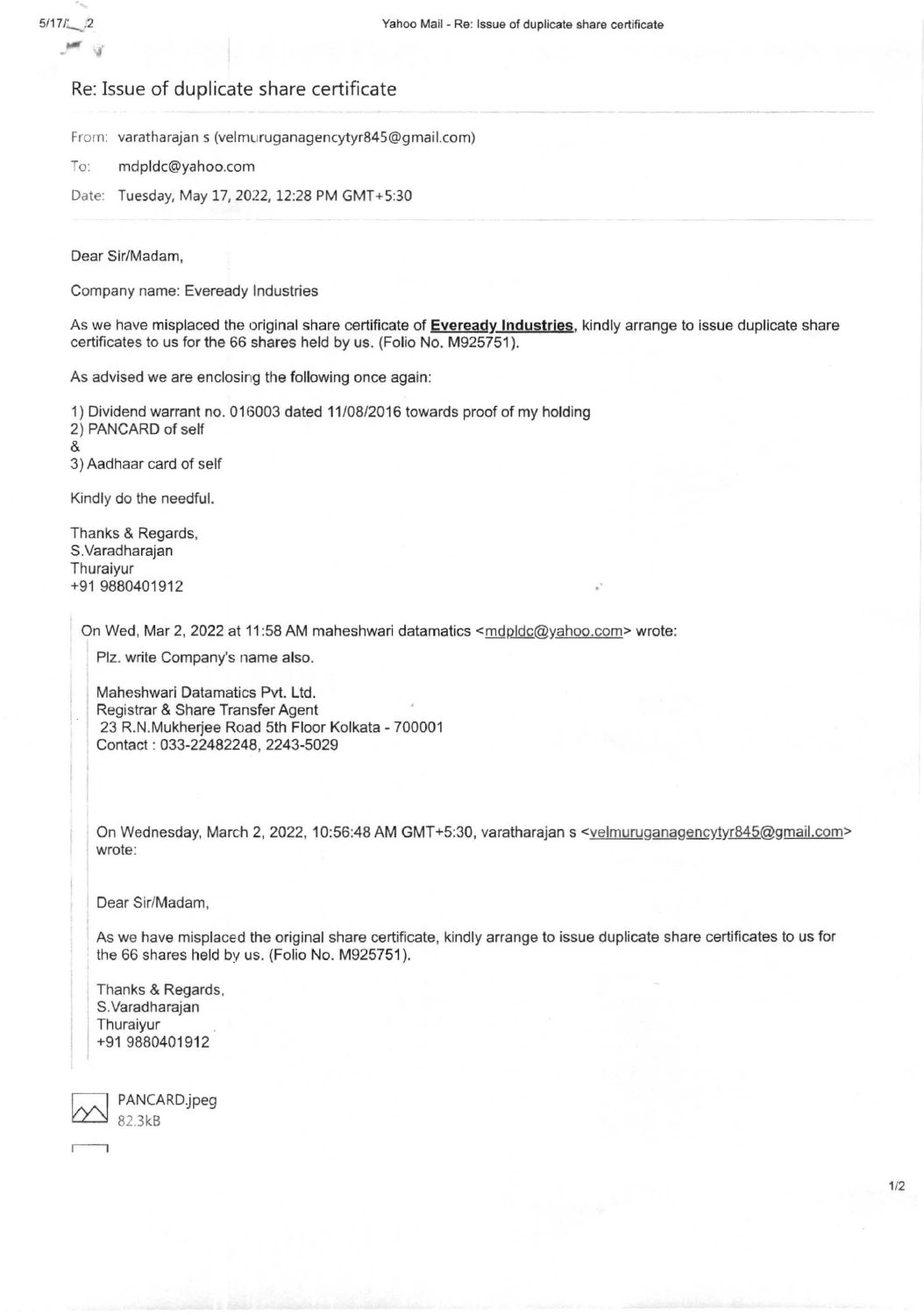# Re: Issue of duplicate share certificate

From: varatharajan s (velmuruganagencytyr845@gmail.com)

To: mdpldc@yahoo.com

Date: Tuesday, May 17, 2022, 12:28 PM GMT+5:30

Dear Sir/Madam,

Company name: Eveready Industries

As we have misplaced the original share certificate of **Eveready Industries**, kindly arrange to issue duplicate share certificates to us for the 66 shares held by us. (Folio No. M925751).

As advised we are enclosing the following once again:

1) Dividend warrant no. 016003 dated 11/08/2016 towards proof of my holding
2) PANCARD of self
&
3) Aadhaar card of self

Kindly do the needful.

Thanks & Regards,
S.Varadharajan
Thuraiyur
+91 9880401912

> On Wed, Mar 2, 2022 at 11:58 AM maheshwari datamatics <mdpldc@yahoo.com> wrote:
>
> Plz. write Company's name also.
>
> Maheshwari Datamatics Pvt. Ltd.
> Registrar & Share Transfer Agent
> 23 R.N.Mukherjee Road 5th Floor Kolkata - 700001
> Contact : 033-22482248, 2243-5029
>
> On Wednesday, March 2, 2022, 10:56:48 AM GMT+5:30, varatharajan s <velmuruganagencytyr845@gmail.com> wrote:
>
> Dear Sir/Madam,
>
> As we have misplaced the original share certificate, kindly arrange to issue duplicate share certificates to us for the 66 shares held by us. (Folio No. M925751).
>
> Thanks & Regards,
> S.Varadharajan
> Thuraiyur
> +91 9880401912

PANCARD.jpeg
82.3kB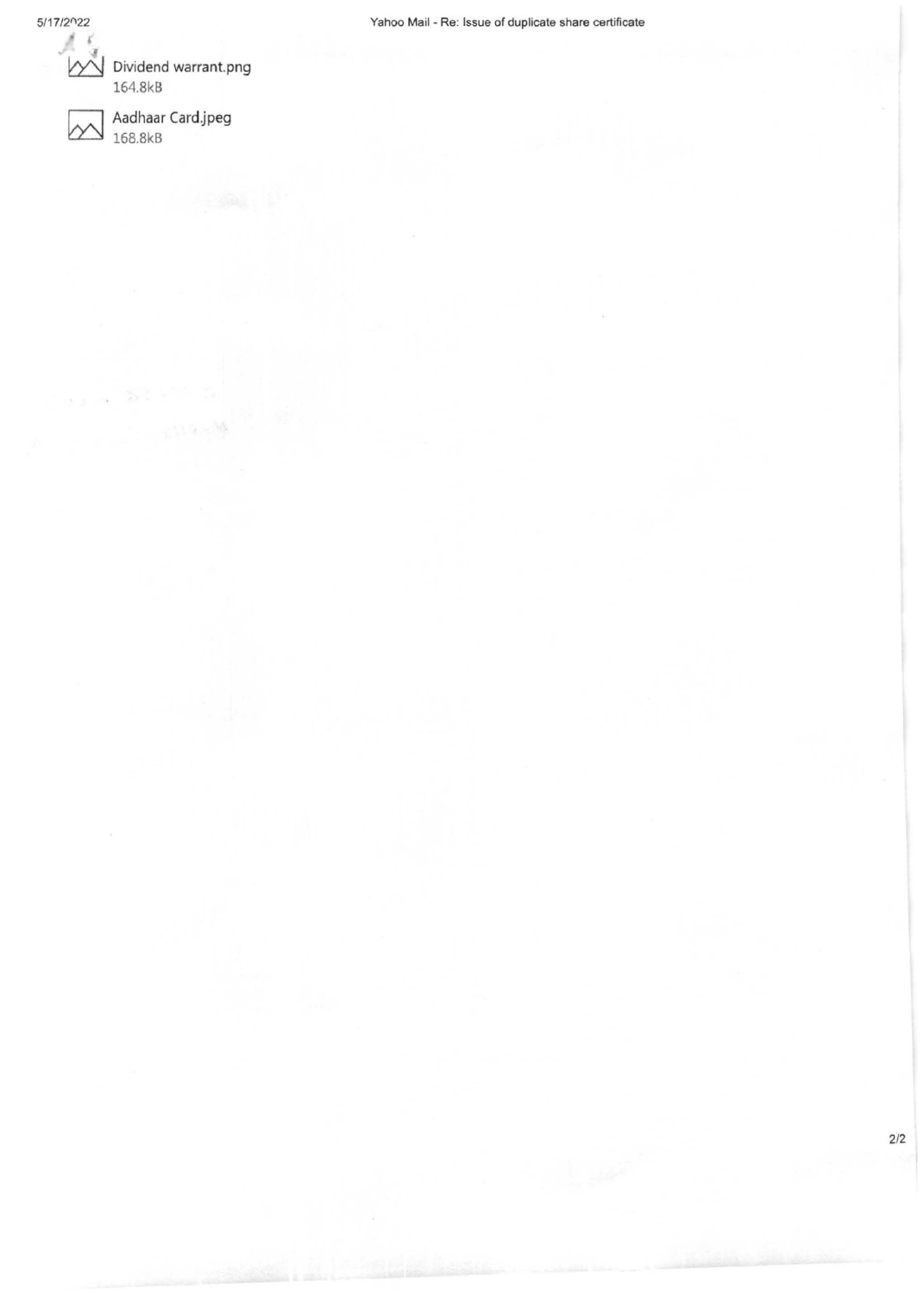Dividend warrant.png
164.8kB

Aadhaar Card.jpeg
168.8kB